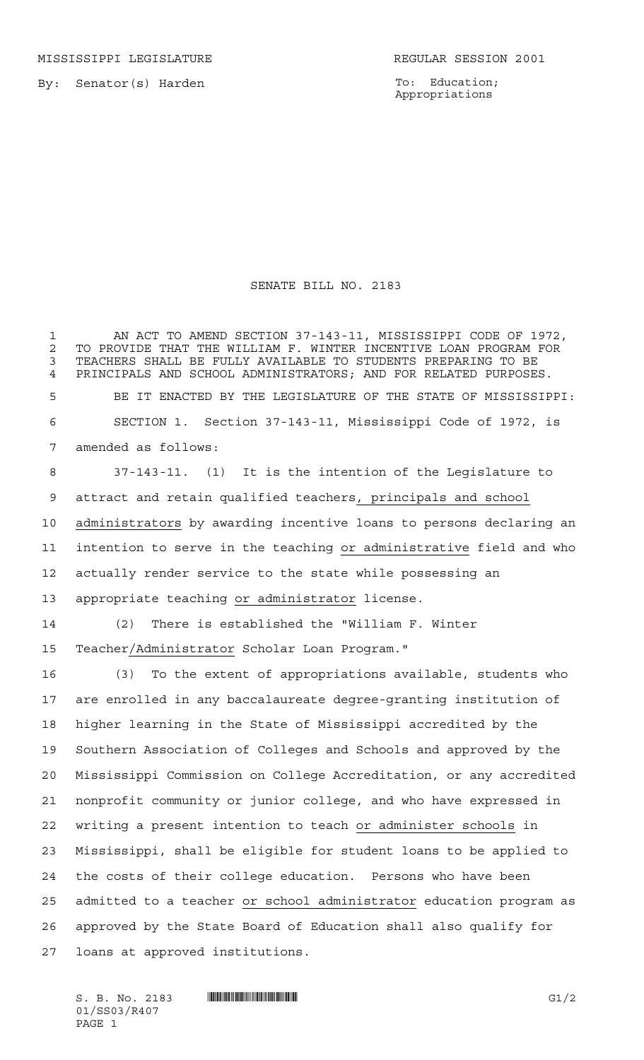MISSISSIPPI LEGISLATURE REGULAR SESSION 2001

By: Senator(s) Harden

To: Education; Appropriations

# SENATE BILL NO. 2183

AN ACT TO AMEND SECTION 37-143-11, MISSISSIPPI CODE OF 1972, TO PROVIDE THAT THE WILLIAM F. WINTER INCENTIVE LOAN PROGRAM FOR TEACHERS SHALL BE FULLY AVAILABLE TO STUDENTS PREPARING TO BE PRINCIPALS AND SCHOOL ADMINISTRATORS; AND FOR RELATED PURPOSES.

BE IT ENACTED BY THE LEGISLATURE OF THE STATE OF MISSISSIPPI:

SECTION 1. Section 37-143-11, Mississippi Code of 1972, is amended as follows:

37-143-11. (1) It is the intention of the Legislature to attract and retain qualified teachers, principals and school administrators by awarding incentive loans to persons declaring an intention to serve in the teaching or administrative field and who actually render service to the state while possessing an appropriate teaching or administrator license.

(2) There is established the "William F. Winter Teacher/Administrator Scholar Loan Program."

(3) To the extent of appropriations available, students who are enrolled in any baccalaureate degree-granting institution of higher learning in the State of Mississippi accredited by the Southern Association of Colleges and Schools and approved by the Mississippi Commission on College Accreditation, or any accredited nonprofit community or junior college, and who have expressed in writing a present intention to teach or administer schools in Mississippi, shall be eligible for student loans to be applied to the costs of their college education. Persons who have been admitted to a teacher or school administrator education program as approved by the State Board of Education shall also qualify for loans at approved institutions.

S. B. No. 2183 01/SS03/R407 G1/2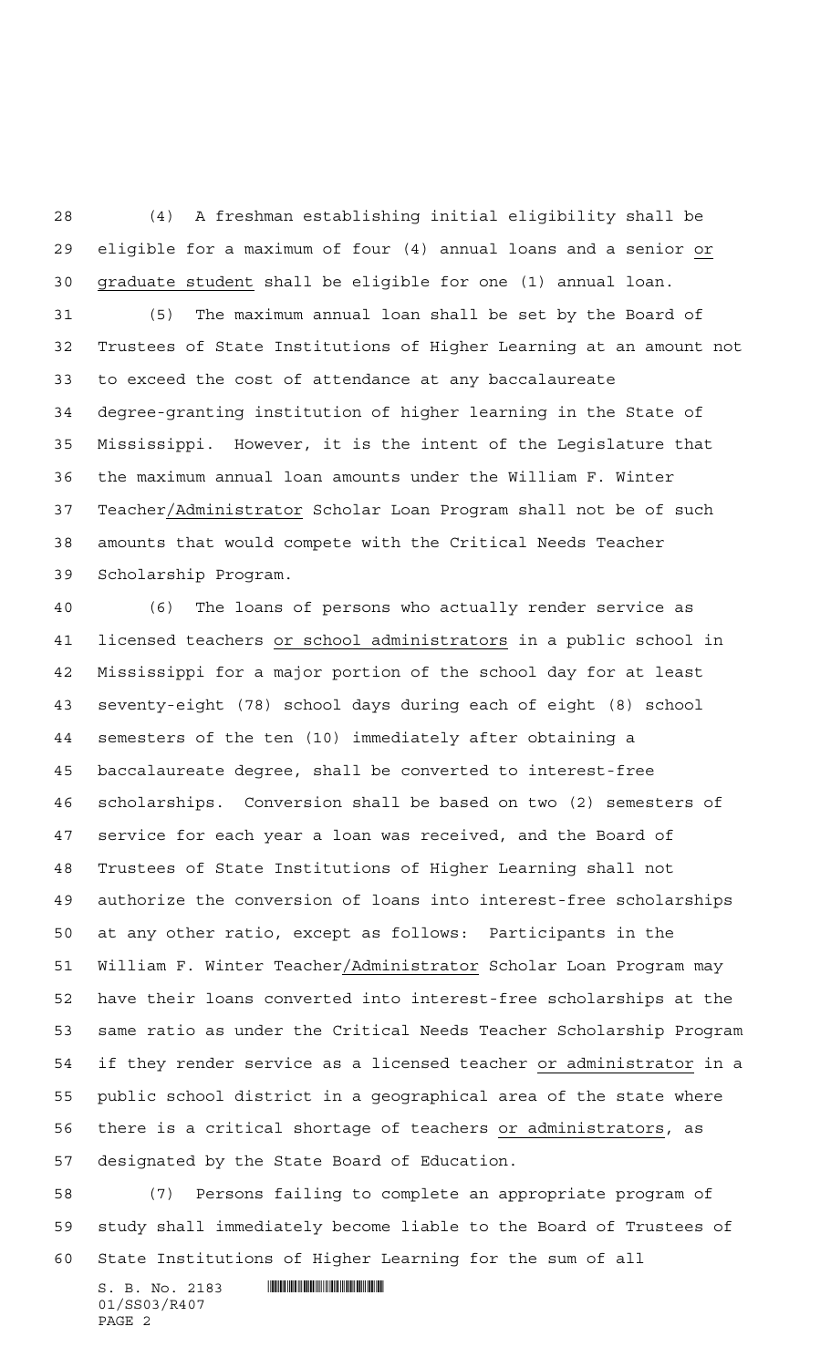(4) A freshman establishing initial eligibility shall be eligible for a maximum of four (4) annual loans and a senior <u>or graduate student</u> shall be eligible for one (1) annual loan.

(5) The maximum annual loan shall be set by the Board of Trustees of State Institutions of Higher Learning at an amount not to exceed the cost of attendance at any baccalaureate degree-granting institution of higher learning in the State of Mississippi. However, it is the intent of the Legislature that the maximum annual loan amounts under the William F. Winter Teacher<u>/Administrator</u> Scholar Loan Program shall not be of such amounts that would compete with the Critical Needs Teacher Scholarship Program.

(6) The loans of persons who actually render service as licensed teachers <u>or school administrators</u> in a public school in Mississippi for a major portion of the school day for at least seventy-eight (78) school days during each of eight (8) school semesters of the ten (10) immediately after obtaining a baccalaureate degree, shall be converted to interest-free scholarships. Conversion shall be based on two (2) semesters of service for each year a loan was received, and the Board of Trustees of State Institutions of Higher Learning shall not authorize the conversion of loans into interest-free scholarships at any other ratio, except as follows: Participants in the William F. Winter Teacher<u>/Administrator</u> Scholar Loan Program may have their loans converted into interest-free scholarships at the same ratio as under the Critical Needs Teacher Scholarship Program if they render service as a licensed teacher <u>or administrator</u> in a public school district in a geographical area of the state where there is a critical shortage of teachers <u>or administrators</u>, as designated by the State Board of Education.

(7) Persons failing to complete an appropriate program of study shall immediately become liable to the Board of Trustees of State Institutions of Higher Learning for the sum of all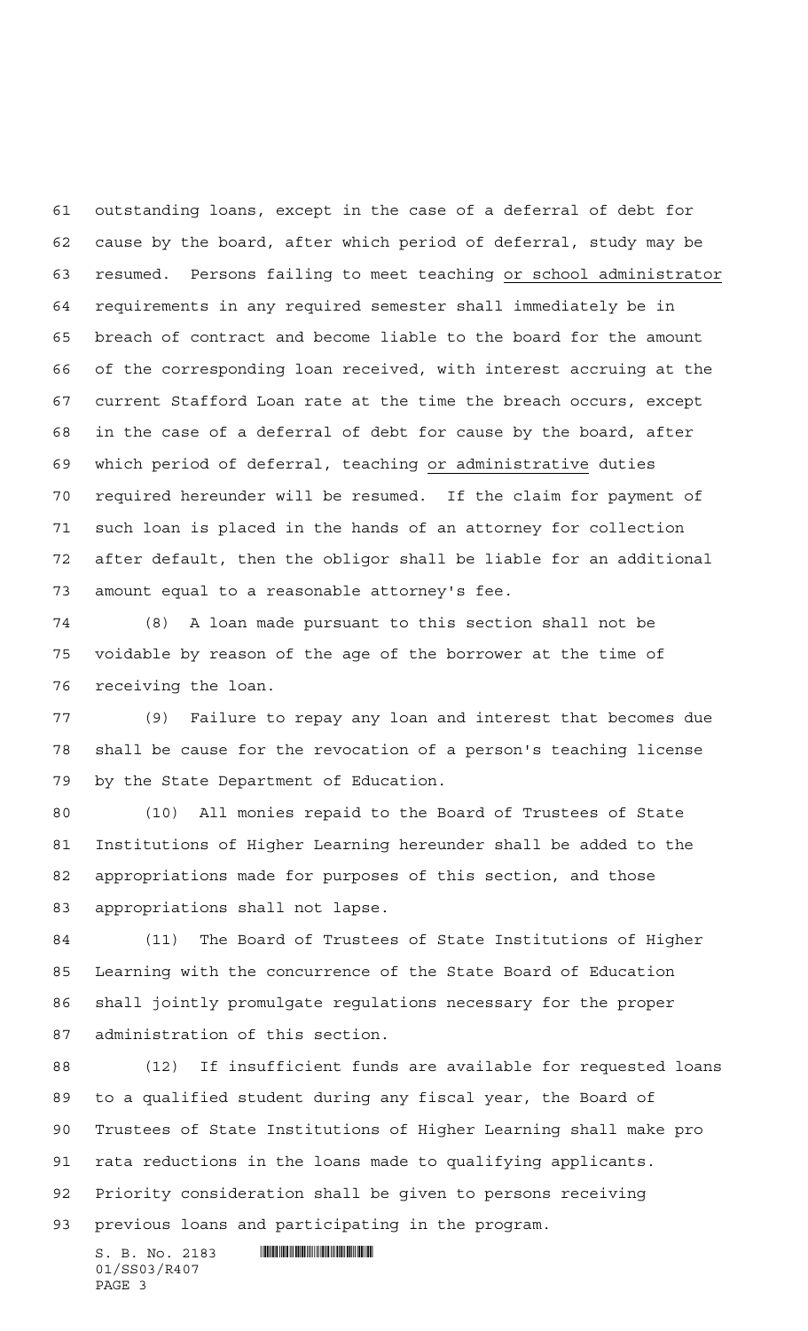outstanding loans, except in the case of a deferral of debt for cause by the board, after which period of deferral, study may be resumed. Persons failing to meet teaching or school administrator requirements in any required semester shall immediately be in breach of contract and become liable to the board for the amount of the corresponding loan received, with interest accruing at the current Stafford Loan rate at the time the breach occurs, except in the case of a deferral of debt for cause by the board, after which period of deferral, teaching or administrative duties required hereunder will be resumed. If the claim for payment of such loan is placed in the hands of an attorney for collection after default, then the obligor shall be liable for an additional amount equal to a reasonable attorney's fee.

(8) A loan made pursuant to this section shall not be voidable by reason of the age of the borrower at the time of receiving the loan.

(9) Failure to repay any loan and interest that becomes due shall be cause for the revocation of a person's teaching license by the State Department of Education.

(10) All monies repaid to the Board of Trustees of State Institutions of Higher Learning hereunder shall be added to the appropriations made for purposes of this section, and those appropriations shall not lapse.

(11) The Board of Trustees of State Institutions of Higher Learning with the concurrence of the State Board of Education shall jointly promulgate regulations necessary for the proper administration of this section.

(12) If insufficient funds are available for requested loans to a qualified student during any fiscal year, the Board of Trustees of State Institutions of Higher Learning shall make pro rata reductions in the loans made to qualifying applicants. Priority consideration shall be given to persons receiving previous loans and participating in the program.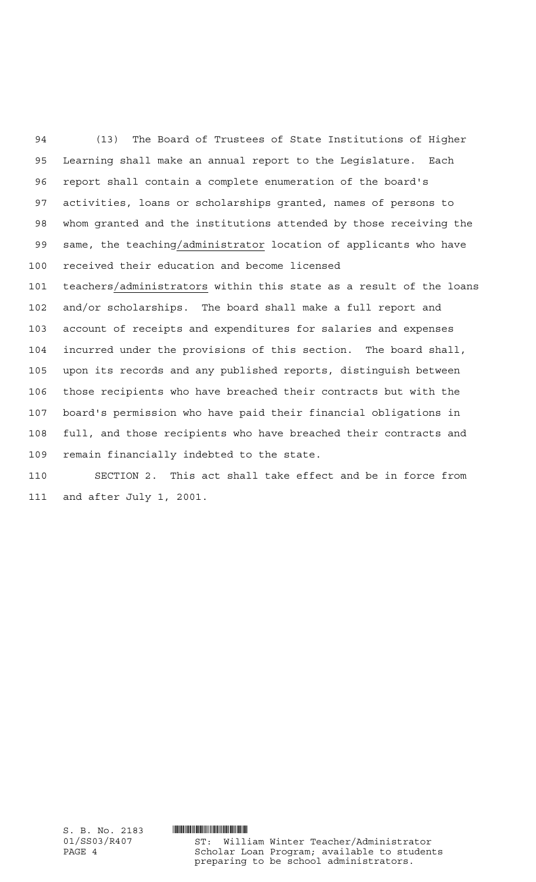(13) The Board of Trustees of State Institutions of Higher Learning shall make an annual report to the Legislature. Each report shall contain a complete enumeration of the board's activities, loans or scholarships granted, names of persons to whom granted and the institutions attended by those receiving the same, the teaching/administrator location of applicants who have received their education and become licensed teachers/administrators within this state as a result of the loans and/or scholarships. The board shall make a full report and account of receipts and expenditures for salaries and expenses incurred under the provisions of this section. The board shall, upon its records and any published reports, distinguish between those recipients who have breached their contracts but with the board's permission who have paid their financial obligations in full, and those recipients who have breached their contracts and remain financially indebted to the state.

SECTION 2. This act shall take effect and be in force from and after July 1, 2001.

S. B. No. 2183
01/SS03/R407

ST: William Winter Teacher/Administrator Scholar Loan Program; available to students preparing to be school administrators.